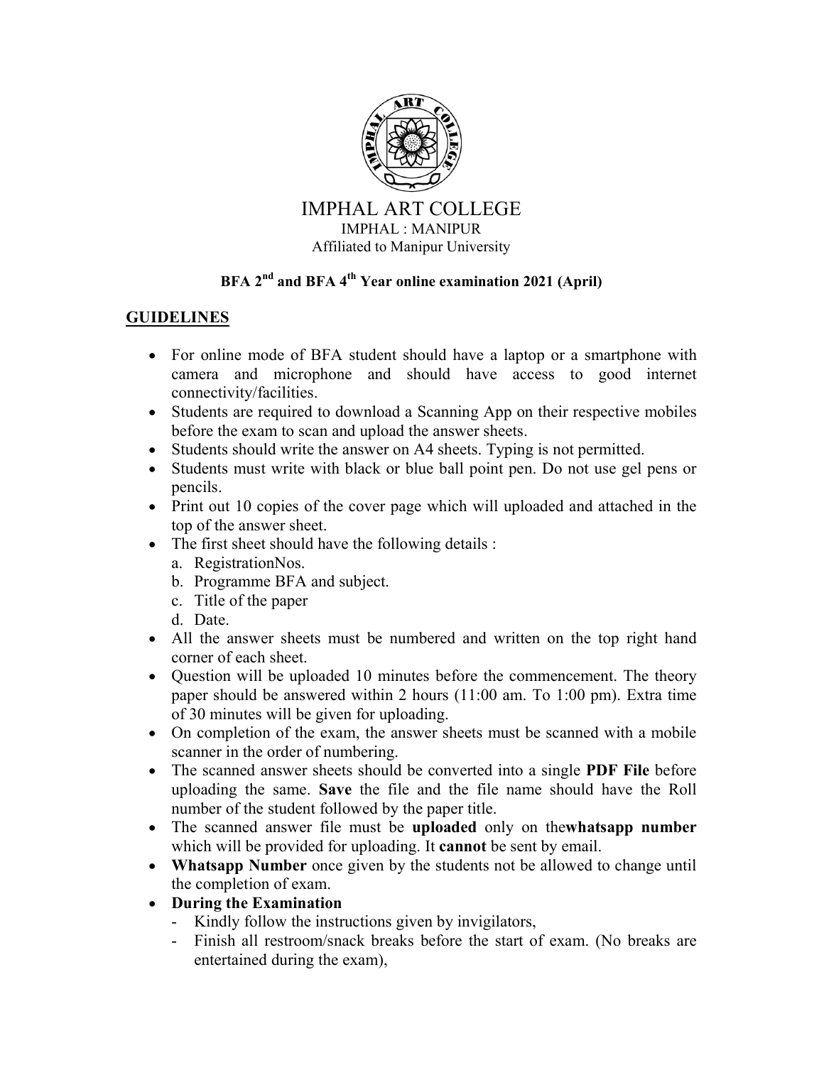# IMPHAL ART COLLEGE

IMPHAL : MANIPUR

Affiliated to Manipur University

**BFA 2nd and BFA 4th Year online examination 2021 (April)**

## GUIDELINES

- For online mode of BFA student should have a laptop or a smartphone with camera and microphone and should have access to good internet connectivity/facilities.
- Students are required to download a Scanning App on their respective mobiles before the exam to scan and upload the answer sheets.
- Students should write the answer on A4 sheets. Typing is not permitted.
- Students must write with black or blue ball point pen. Do not use gel pens or pencils.
- Print out 10 copies of the cover page which will uploaded and attached in the top of the answer sheet.
- The first sheet should have the following details :
  a. RegistrationNos.
  b. Programme BFA and subject.
  c. Title of the paper
  d. Date.
- All the answer sheets must be numbered and written on the top right hand corner of each sheet.
- Question will be uploaded 10 minutes before the commencement. The theory paper should be answered within 2 hours (11:00 am. To 1:00 pm). Extra time of 30 minutes will be given for uploading.
- On completion of the exam, the answer sheets must be scanned with a mobile scanner in the order of numbering.
- The scanned answer sheets should be converted into a single **PDF File** before uploading the same. **Save** the file and the file name should have the Roll number of the student followed by the paper title.
- The scanned answer file must be **uploaded** only on the**whatsapp number** which will be provided for uploading. It **cannot** be sent by email.
- **Whatsapp Number** once given by the students not be allowed to change until the completion of exam.
- **During the Examination**
  - Kindly follow the instructions given by invigilators,
  - Finish all restroom/snack breaks before the start of exam. (No breaks are entertained during the exam),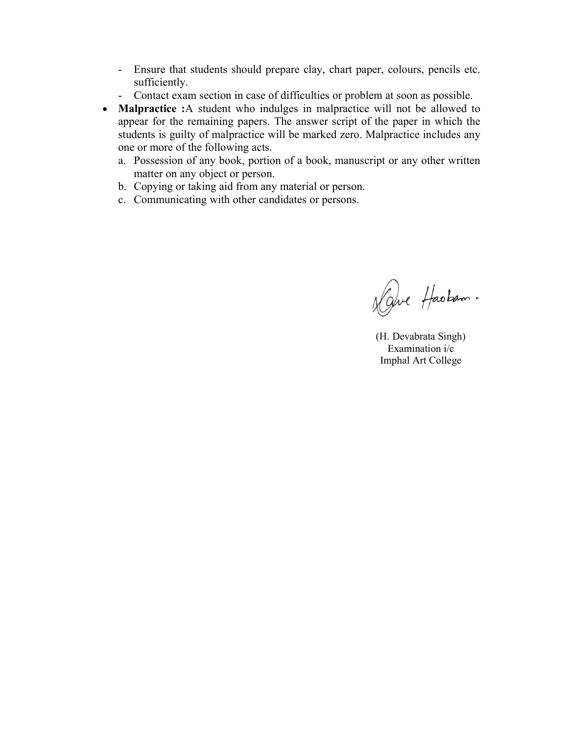- Ensure that students should prepare clay, chart paper, colours, pencils etc. sufficiently.
- Contact exam section in case of difficulties or problem at soon as possible.

- **Malpractice :**A student who indulges in malpractice will not be allowed to appear for the remaining papers. The answer script of the paper in which the students is guilty of malpractice will be marked zero. Malpractice includes any one or more of the following acts.
  a. Possession of any book, portion of a book, manuscript or any other written matter on any object or person.
  b. Copying or taking aid from any material or person.
  c. Communicating with other candidates or persons.

(H. Devabrata Singh)
Examination i/c
Imphal Art College